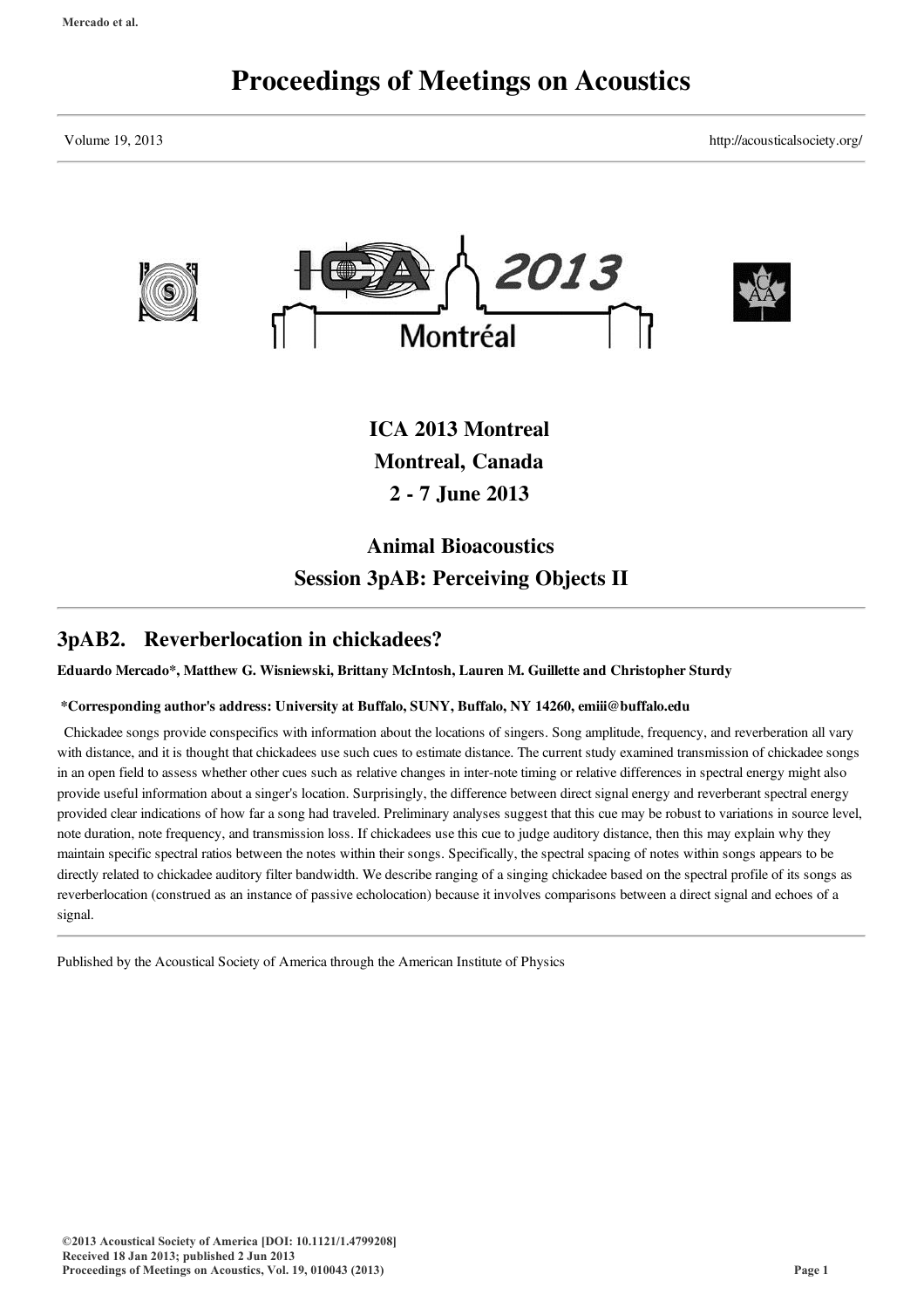# Proceedings of Meetings on Acoustics

Volume 19, 2013 http://acousticalsociety.org/

## ICA 2013 Montreal
## Montreal, Canada
## 2 - 7 June 2013

## Animal Bioacoustics
## Session 3pAB: Perceiving Objects II

### 3pAB2. Reverberlocation in chickadees?

**Eduardo Mercado*, Matthew G. Wisniewski, Brittany McIntosh, Lauren M. Guillette and Christopher Sturdy**

**\*Corresponding author's address: University at Buffalo, SUNY, Buffalo, NY 14260, emiii@buffalo.edu**

Chickadee songs provide conspecifics with information about the locations of singers. Song amplitude, frequency, and reverberation all vary with distance, and it is thought that chickadees use such cues to estimate distance. The current study examined transmission of chickadee songs in an open field to assess whether other cues such as relative changes in inter-note timing or relative differences in spectral energy might also provide useful information about a singer's location. Surprisingly, the difference between direct signal energy and reverberant spectral energy provided clear indications of how far a song had traveled. Preliminary analyses suggest that this cue may be robust to variations in source level, note duration, note frequency, and transmission loss. If chickadees use this cue to judge auditory distance, then this may explain why they maintain specific spectral ratios between the notes within their songs. Specifically, the spectral spacing of notes within songs appears to be directly related to chickadee auditory filter bandwidth. We describe ranging of a singing chickadee based on the spectral profile of its songs as reverberlocation (construed as an instance of passive echolocation) because it involves comparisons between a direct signal and echoes of a signal.

Published by the Acoustical Society of America through the American Institute of Physics

©2013 Acoustical Society of America [DOI: 10.1121/1.4799208]
Received 18 Jan 2013; published 2 Jun 2013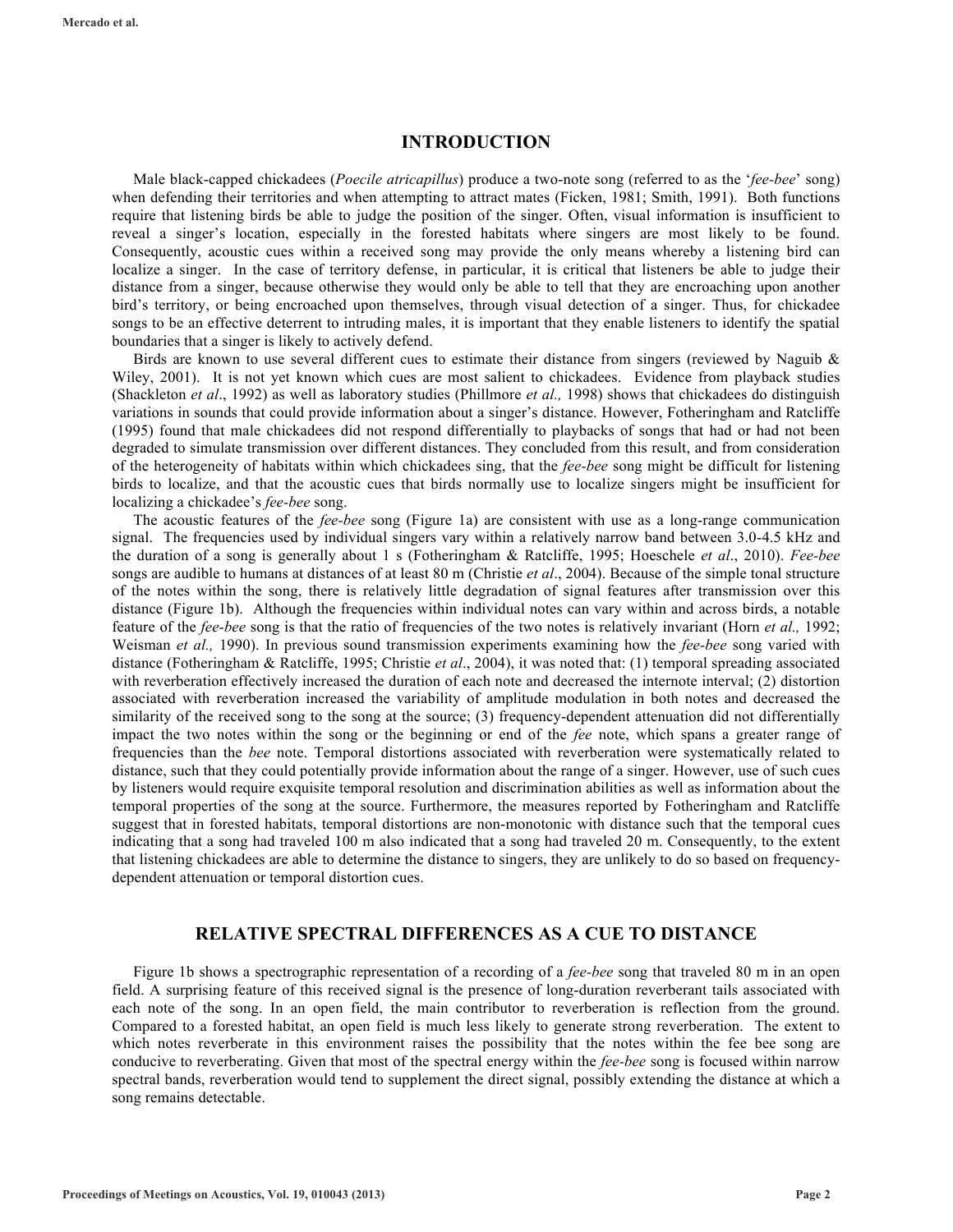## INTRODUCTION

Male black-capped chickadees (*Poecile atricapillus*) produce a two-note song (referred to as the '*fee-bee*' song) when defending their territories and when attempting to attract mates (Ficken, 1981; Smith, 1991). Both functions require that listening birds be able to judge the position of the singer. Often, visual information is insufficient to reveal a singer's location, especially in the forested habitats where singers are most likely to be found. Consequently, acoustic cues within a received song may provide the only means whereby a listening bird can localize a singer. In the case of territory defense, in particular, it is critical that listeners be able to judge their distance from a singer, because otherwise they would only be able to tell that they are encroaching upon another bird's territory, or being encroached upon themselves, through visual detection of a singer. Thus, for chickadee songs to be an effective deterrent to intruding males, it is important that they enable listeners to identify the spatial boundaries that a singer is likely to actively defend.

Birds are known to use several different cues to estimate their distance from singers (reviewed by Naguib & Wiley, 2001). It is not yet known which cues are most salient to chickadees. Evidence from playback studies (Shackleton *et al*., 1992) as well as laboratory studies (Phillmore *et al.,* 1998) shows that chickadees do distinguish variations in sounds that could provide information about a singer's distance. However, Fotheringham and Ratcliffe (1995) found that male chickadees did not respond differentially to playbacks of songs that had or had not been degraded to simulate transmission over different distances. They concluded from this result, and from consideration of the heterogeneity of habitats within which chickadees sing, that the *fee-bee* song might be difficult for listening birds to localize, and that the acoustic cues that birds normally use to localize singers might be insufficient for localizing a chickadee's *fee-bee* song.

The acoustic features of the *fee-bee* song (Figure 1a) are consistent with use as a long-range communication signal. The frequencies used by individual singers vary within a relatively narrow band between 3.0-4.5 kHz and the duration of a song is generally about 1 s (Fotheringham & Ratcliffe, 1995; Hoeschele *et al*., 2010). *Fee-bee* songs are audible to humans at distances of at least 80 m (Christie *et al*., 2004). Because of the simple tonal structure of the notes within the song, there is relatively little degradation of signal features after transmission over this distance (Figure 1b). Although the frequencies within individual notes can vary within and across birds, a notable feature of the *fee-bee* song is that the ratio of frequencies of the two notes is relatively invariant (Horn *et al.,* 1992; Weisman *et al.,* 1990). In previous sound transmission experiments examining how the *fee-bee* song varied with distance (Fotheringham & Ratcliffe, 1995; Christie *et al*., 2004), it was noted that: (1) temporal spreading associated with reverberation effectively increased the duration of each note and decreased the internote interval; (2) distortion associated with reverberation increased the variability of amplitude modulation in both notes and decreased the similarity of the received song to the song at the source; (3) frequency-dependent attenuation did not differentially impact the two notes within the song or the beginning or end of the *fee* note, which spans a greater range of frequencies than the *bee* note. Temporal distortions associated with reverberation were systematically related to distance, such that they could potentially provide information about the range of a singer. However, use of such cues by listeners would require exquisite temporal resolution and discrimination abilities as well as information about the temporal properties of the song at the source. Furthermore, the measures reported by Fotheringham and Ratcliffe suggest that in forested habitats, temporal distortions are non-monotonic with distance such that the temporal cues indicating that a song had traveled 100 m also indicated that a song had traveled 20 m. Consequently, to the extent that listening chickadees are able to determine the distance to singers, they are unlikely to do so based on frequency-dependent attenuation or temporal distortion cues.

## RELATIVE SPECTRAL DIFFERENCES AS A CUE TO DISTANCE

Figure 1b shows a spectrographic representation of a recording of a *fee-bee* song that traveled 80 m in an open field. A surprising feature of this received signal is the presence of long-duration reverberant tails associated with each note of the song. In an open field, the main contributor to reverberation is reflection from the ground. Compared to a forested habitat, an open field is much less likely to generate strong reverberation. The extent to which notes reverberate in this environment raises the possibility that the notes within the fee bee song are conducive to reverberating. Given that most of the spectral energy within the *fee-bee* song is focused within narrow spectral bands, reverberation would tend to supplement the direct signal, possibly extending the distance at which a song remains detectable.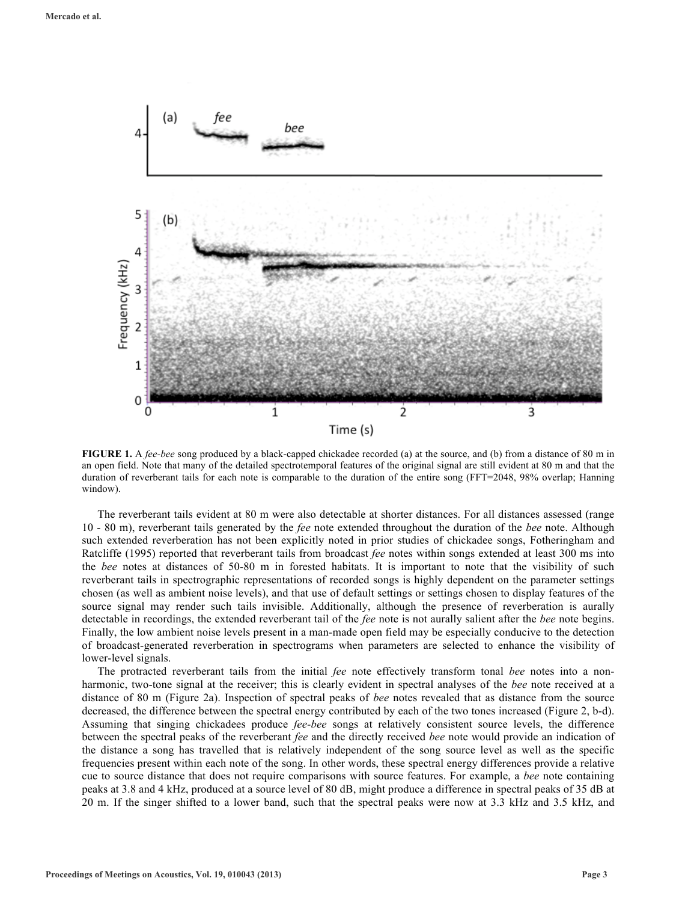**FIGURE 1.** A *fee-bee* song produced by a black-capped chickadee recorded (a) at the source, and (b) from a distance of 80 m in an open field. Note that many of the detailed spectrotemporal features of the original signal are still evident at 80 m and that the duration of reverberant tails for each note is comparable to the duration of the entire song (FFT=2048, 98% overlap; Hanning window).

The reverberant tails evident at 80 m were also detectable at shorter distances. For all distances assessed (range 10 - 80 m), reverberant tails generated by the *fee* note extended throughout the duration of the *bee* note. Although such extended reverberation has not been explicitly noted in prior studies of chickadee songs, Fotheringham and Ratcliffe (1995) reported that reverberant tails from broadcast *fee* notes within songs extended at least 300 ms into the *bee* notes at distances of 50-80 m in forested habitats. It is important to note that the visibility of such reverberant tails in spectrographic representations of recorded songs is highly dependent on the parameter settings chosen (as well as ambient noise levels), and that use of default settings or settings chosen to display features of the source signal may render such tails invisible. Additionally, although the presence of reverberation is aurally detectable in recordings, the extended reverberant tail of the *fee* note is not aurally salient after the *bee* note begins. Finally, the low ambient noise levels present in a man-made open field may be especially conducive to the detection of broadcast-generated reverberation in spectrograms when parameters are selected to enhance the visibility of lower-level signals.

The protracted reverberant tails from the initial *fee* note effectively transform tonal *bee* notes into a non-harmonic, two-tone signal at the receiver; this is clearly evident in spectral analyses of the *bee* note received at a distance of 80 m (Figure 2a). Inspection of spectral peaks of *bee* notes revealed that as distance from the source decreased, the difference between the spectral energy contributed by each of the two tones increased (Figure 2, b-d). Assuming that singing chickadees produce *fee-bee* songs at relatively consistent source levels, the difference between the spectral peaks of the reverberant *fee* and the directly received *bee* note would provide an indication of the distance a song has travelled that is relatively independent of the song source level as well as the specific frequencies present within each note of the song. In other words, these spectral energy differences provide a relative cue to source distance that does not require comparisons with source features. For example, a *bee* note containing peaks at 3.8 and 4 kHz, produced at a source level of 80 dB, might produce a difference in spectral peaks of 35 dB at 20 m. If the singer shifted to a lower band, such that the spectral peaks were now at 3.3 kHz and 3.5 kHz, and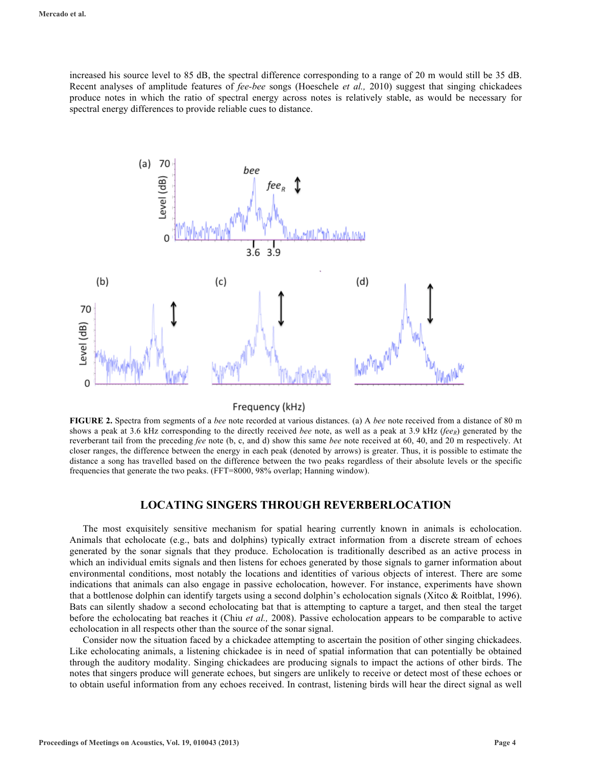increased his source level to 85 dB, the spectral difference corresponding to a range of 20 m would still be 35 dB. Recent analyses of amplitude features of *fee-bee* songs (Hoeschele *et al.,* 2010) suggest that singing chickadees produce notes in which the ratio of spectral energy across notes is relatively stable, as would be necessary for spectral energy differences to provide reliable cues to distance.

**FIGURE 2.** Spectra from segments of a *bee* note recorded at various distances. (a) A *bee* note received from a distance of 80 m shows a peak at 3.6 kHz corresponding to the directly received *bee* note, as well as a peak at 3.9 kHz (*fee*$_R$) generated by the reverberant tail from the preceding *fee* note (b, c, and d) show this same *bee* note received at 60, 40, and 20 m respectively. At closer ranges, the difference between the energy in each peak (denoted by arrows) is greater. Thus, it is possible to estimate the distance a song has travelled based on the difference between the two peaks regardless of their absolute levels or the specific frequencies that generate the two peaks. (FFT=8000, 98% overlap; Hanning window).

## LOCATING SINGERS THROUGH REVERBERLOCATION

The most exquisitely sensitive mechanism for spatial hearing currently known in animals is echolocation. Animals that echolocate (e.g., bats and dolphins) typically extract information from a discrete stream of echoes generated by the sonar signals that they produce. Echolocation is traditionally described as an active process in which an individual emits signals and then listens for echoes generated by those signals to garner information about environmental conditions, most notably the locations and identities of various objects of interest. There are some indications that animals can also engage in passive echolocation, however. For instance, experiments have shown that a bottlenose dolphin can identify targets using a second dolphin's echolocation signals (Xitco & Roitblat, 1996). Bats can silently shadow a second echolocating bat that is attempting to capture a target, and then steal the target before the echolocating bat reaches it (Chiu *et al.,* 2008). Passive echolocation appears to be comparable to active echolocation in all respects other than the source of the sonar signal.

Consider now the situation faced by a chickadee attempting to ascertain the position of other singing chickadees. Like echolocating animals, a listening chickadee is in need of spatial information that can potentially be obtained through the auditory modality. Singing chickadees are producing signals to impact the actions of other birds. The notes that singers produce will generate echoes, but singers are unlikely to receive or detect most of these echoes or to obtain useful information from any echoes received. In contrast, listening birds will hear the direct signal as well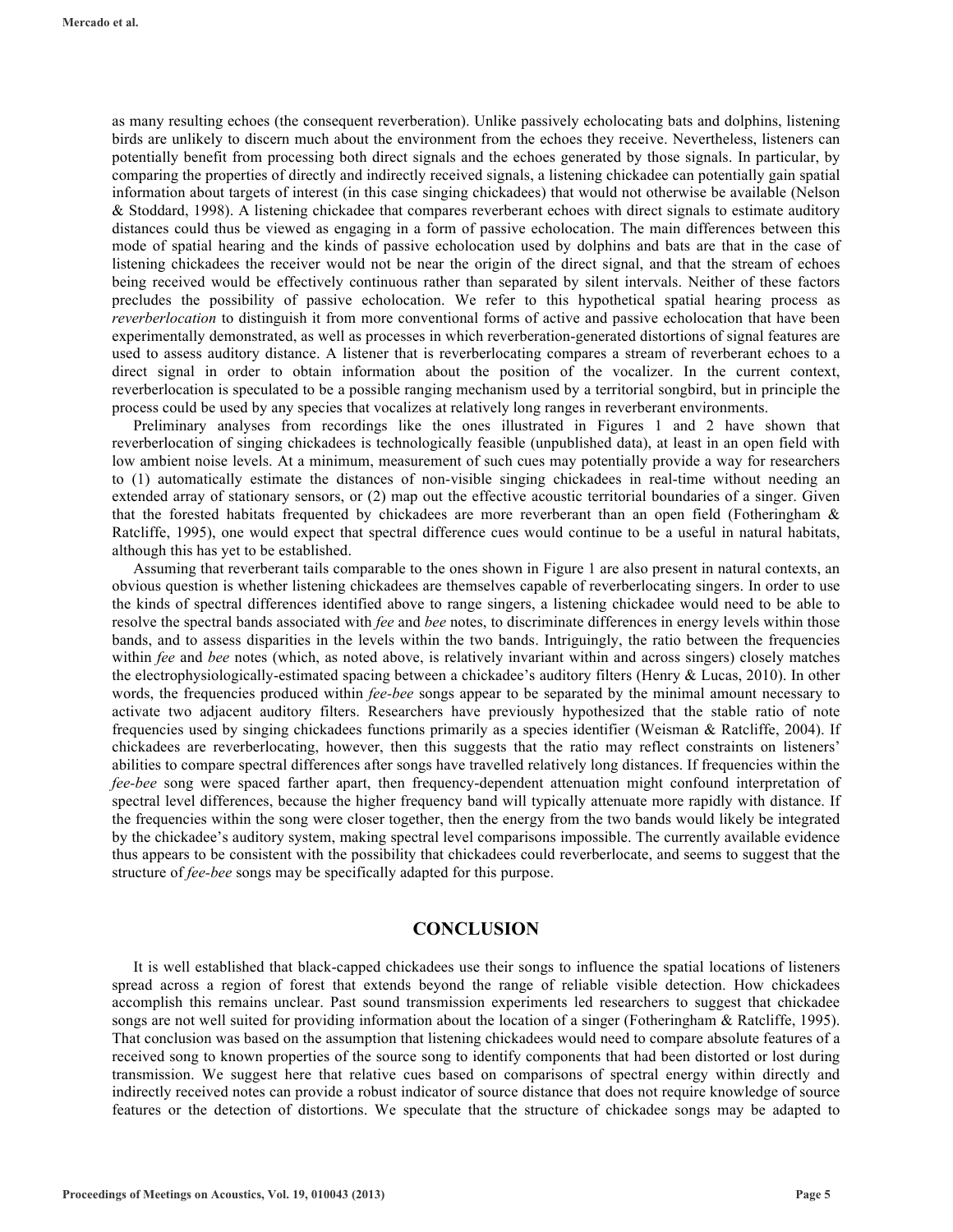as many resulting echoes (the consequent reverberation). Unlike passively echolocating bats and dolphins, listening birds are unlikely to discern much about the environment from the echoes they receive. Nevertheless, listeners can potentially benefit from processing both direct signals and the echoes generated by those signals. In particular, by comparing the properties of directly and indirectly received signals, a listening chickadee can potentially gain spatial information about targets of interest (in this case singing chickadees) that would not otherwise be available (Nelson & Stoddard, 1998). A listening chickadee that compares reverberant echoes with direct signals to estimate auditory distances could thus be viewed as engaging in a form of passive echolocation. The main differences between this mode of spatial hearing and the kinds of passive echolocation used by dolphins and bats are that in the case of listening chickadees the receiver would not be near the origin of the direct signal, and that the stream of echoes being received would be effectively continuous rather than separated by silent intervals. Neither of these factors precludes the possibility of passive echolocation. We refer to this hypothetical spatial hearing process as *reverberlocation* to distinguish it from more conventional forms of active and passive echolocation that have been experimentally demonstrated, as well as processes in which reverberation-generated distortions of signal features are used to assess auditory distance. A listener that is reverberlocating compares a stream of reverberant echoes to a direct signal in order to obtain information about the position of the vocalizer. In the current context, reverberlocation is speculated to be a possible ranging mechanism used by a territorial songbird, but in principle the process could be used by any species that vocalizes at relatively long ranges in reverberant environments.

Preliminary analyses from recordings like the ones illustrated in Figures 1 and 2 have shown that reverberlocation of singing chickadees is technologically feasible (unpublished data), at least in an open field with low ambient noise levels. At a minimum, measurement of such cues may potentially provide a way for researchers to (1) automatically estimate the distances of non-visible singing chickadees in real-time without needing an extended array of stationary sensors, or (2) map out the effective acoustic territorial boundaries of a singer. Given that the forested habitats frequented by chickadees are more reverberant than an open field (Fotheringham & Ratcliffe, 1995), one would expect that spectral difference cues would continue to be a useful in natural habitats, although this has yet to be established.

Assuming that reverberant tails comparable to the ones shown in Figure 1 are also present in natural contexts, an obvious question is whether listening chickadees are themselves capable of reverberlocating singers. In order to use the kinds of spectral differences identified above to range singers, a listening chickadee would need to be able to resolve the spectral bands associated with *fee* and *bee* notes, to discriminate differences in energy levels within those bands, and to assess disparities in the levels within the two bands. Intriguingly, the ratio between the frequencies within *fee* and *bee* notes (which, as noted above, is relatively invariant within and across singers) closely matches the electrophysiologically-estimated spacing between a chickadee's auditory filters (Henry & Lucas, 2010). In other words, the frequencies produced within *fee-bee* songs appear to be separated by the minimal amount necessary to activate two adjacent auditory filters. Researchers have previously hypothesized that the stable ratio of note frequencies used by singing chickadees functions primarily as a species identifier (Weisman & Ratcliffe, 2004). If chickadees are reverberlocating, however, then this suggests that the ratio may reflect constraints on listeners' abilities to compare spectral differences after songs have travelled relatively long distances. If frequencies within the *fee-bee* song were spaced farther apart, then frequency-dependent attenuation might confound interpretation of spectral level differences, because the higher frequency band will typically attenuate more rapidly with distance. If the frequencies within the song were closer together, then the energy from the two bands would likely be integrated by the chickadee's auditory system, making spectral level comparisons impossible. The currently available evidence thus appears to be consistent with the possibility that chickadees could reverberlocate, and seems to suggest that the structure of *fee-bee* songs may be specifically adapted for this purpose.

## CONCLUSION

It is well established that black-capped chickadees use their songs to influence the spatial locations of listeners spread across a region of forest that extends beyond the range of reliable visible detection. How chickadees accomplish this remains unclear. Past sound transmission experiments led researchers to suggest that chickadee songs are not well suited for providing information about the location of a singer (Fotheringham & Ratcliffe, 1995). That conclusion was based on the assumption that listening chickadees would need to compare absolute features of a received song to known properties of the source song to identify components that had been distorted or lost during transmission. We suggest here that relative cues based on comparisons of spectral energy within directly and indirectly received notes can provide a robust indicator of source distance that does not require knowledge of source features or the detection of distortions. We speculate that the structure of chickadee songs may be adapted to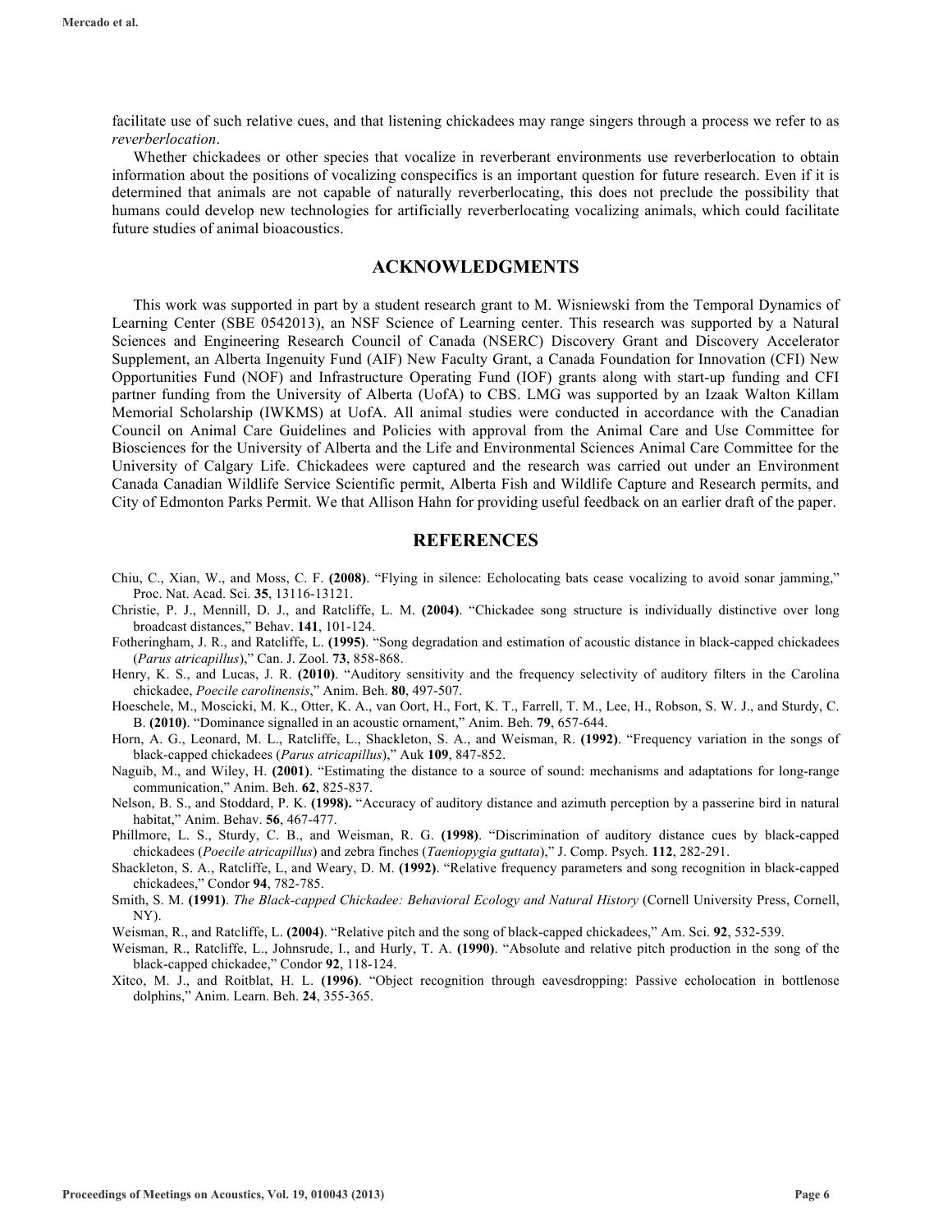facilitate use of such relative cues, and that listening chickadees may range singers through a process we refer to as *reverberlocation*.

Whether chickadees or other species that vocalize in reverberant environments use reverberlocation to obtain information about the positions of vocalizing conspecifics is an important question for future research. Even if it is determined that animals are not capable of naturally reverberlocating, this does not preclude the possibility that humans could develop new technologies for artificially reverberlocating vocalizing animals, which could facilitate future studies of animal bioacoustics.

## ACKNOWLEDGMENTS

This work was supported in part by a student research grant to M. Wisniewski from the Temporal Dynamics of Learning Center (SBE 0542013), an NSF Science of Learning center. This research was supported by a Natural Sciences and Engineering Research Council of Canada (NSERC) Discovery Grant and Discovery Accelerator Supplement, an Alberta Ingenuity Fund (AIF) New Faculty Grant, a Canada Foundation for Innovation (CFI) New Opportunities Fund (NOF) and Infrastructure Operating Fund (IOF) grants along with start-up funding and CFI partner funding from the University of Alberta (UofA) to CBS. LMG was supported by an Izaak Walton Killam Memorial Scholarship (IWKMS) at UofA. All animal studies were conducted in accordance with the Canadian Council on Animal Care Guidelines and Policies with approval from the Animal Care and Use Committee for Biosciences for the University of Alberta and the Life and Environmental Sciences Animal Care Committee for the University of Calgary Life. Chickadees were captured and the research was carried out under an Environment Canada Canadian Wildlife Service Scientific permit, Alberta Fish and Wildlife Capture and Research permits, and City of Edmonton Parks Permit. We that Allison Hahn for providing useful feedback on an earlier draft of the paper.

## REFERENCES

Chiu, C., Xian, W., and Moss, C. F. **(2008)**. "Flying in silence: Echolocating bats cease vocalizing to avoid sonar jamming," Proc. Nat. Acad. Sci. **35**, 13116-13121.

Christie, P. J., Mennill, D. J., and Ratcliffe, L. M. **(2004)**. "Chickadee song structure is individually distinctive over long broadcast distances," Behav. **141**, 101-124.

Fotheringham, J. R., and Ratcliffe, L. **(1995)**. "Song degradation and estimation of acoustic distance in black-capped chickadees (*Parus atricapillus*)," Can. J. Zool. **73**, 858-868.

Henry, K. S., and Lucas, J. R. **(2010)**. "Auditory sensitivity and the frequency selectivity of auditory filters in the Carolina chickadee, *Poecile carolinensis*," Anim. Beh. **80**, 497-507.

Hoeschele, M., Moscicki, M. K., Otter, K. A., van Oort, H., Fort, K. T., Farrell, T. M., Lee, H., Robson, S. W. J., and Sturdy, C. B. **(2010)**. "Dominance signalled in an acoustic ornament," Anim. Beh. **79**, 657-644.

Horn, A. G., Leonard, M. L., Ratcliffe, L., Shackleton, S. A., and Weisman, R. **(1992)**. "Frequency variation in the songs of black-capped chickadees (*Parus atricapillus*)," Auk **109**, 847-852.

Naguib, M., and Wiley, H. **(2001)**. "Estimating the distance to a source of sound: mechanisms and adaptations for long-range communication," Anim. Beh. **62**, 825-837.

Nelson, B. S., and Stoddard, P. K. **(1998).** "Accuracy of auditory distance and azimuth perception by a passerine bird in natural habitat," Anim. Behav. **56**, 467-477.

Phillmore, L. S., Sturdy, C. B., and Weisman, R. G. **(1998)**. "Discrimination of auditory distance cues by black-capped chickadees (*Poecile atricapillus*) and zebra finches (*Taeniopygia guttata*)," J. Comp. Psych. **112**, 282-291.

Shackleton, S. A., Ratcliffe, L, and Weary, D. M. **(1992)**. "Relative frequency parameters and song recognition in black-capped chickadees," Condor **94**, 782-785.

Smith, S. M. **(1991)**. *The Black-capped Chickadee: Behavioral Ecology and Natural History* (Cornell University Press, Cornell, NY).

Weisman, R., and Ratcliffe, L. **(2004)**. "Relative pitch and the song of black-capped chickadees," Am. Sci. **92**, 532-539.

Weisman, R., Ratcliffe, L., Johnsrude, I., and Hurly, T. A. **(1990)**. "Absolute and relative pitch production in the song of the black-capped chickadee," Condor **92**, 118-124.

Xitco, M. J., and Roitblat, H. L. **(1996)**. "Object recognition through eavesdropping: Passive echolocation in bottlenose dolphins," Anim. Learn. Beh. **24**, 355-365.